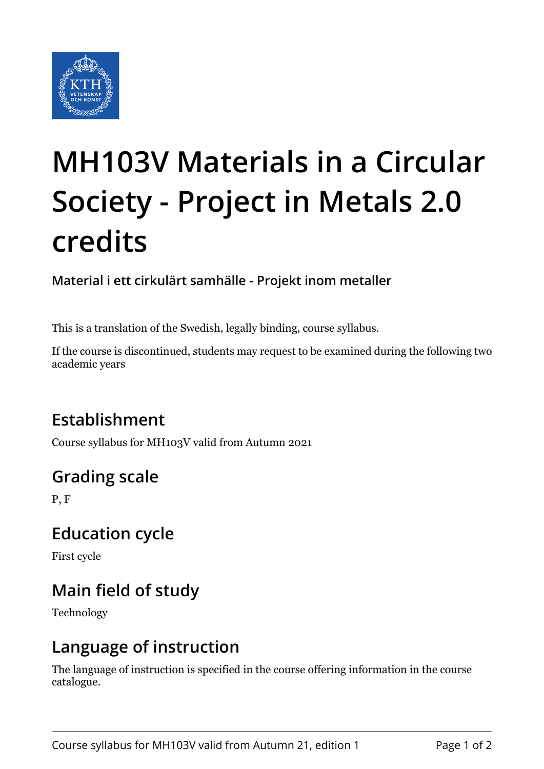# MH103V Materials in a Circular Society - Project in Metals 2.0 credits

**Material i ett cirkulärt samhälle - Projekt inom metaller**

This is a translation of the Swedish, legally binding, course syllabus.

If the course is discontinued, students may request to be examined during the following two academic years

## Establishment

Course syllabus for MH103V valid from Autumn 2021

## Grading scale

P, F

## Education cycle

First cycle

## Main field of study

Technology

## Language of instruction

The language of instruction is specified in the course offering information in the course catalogue.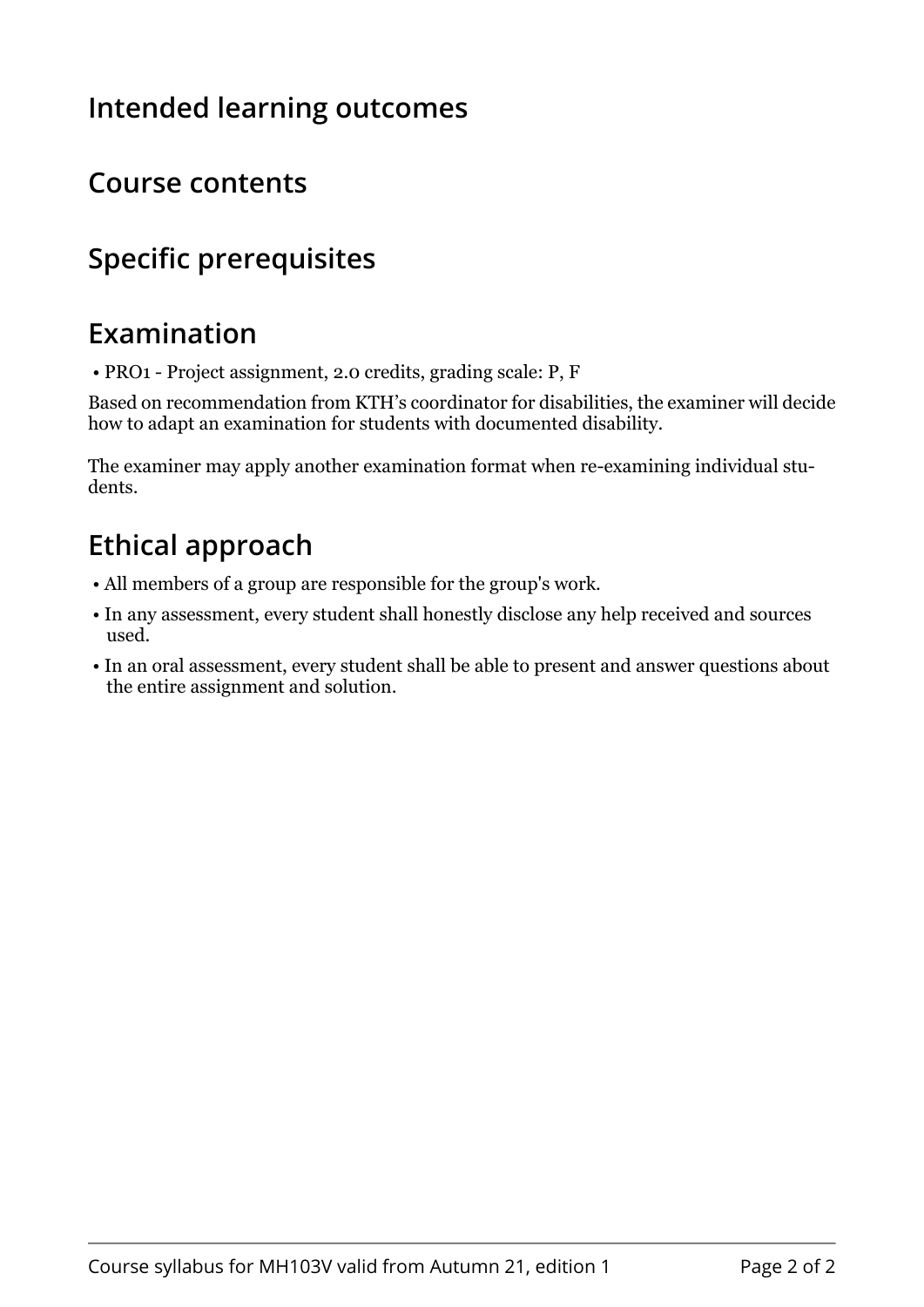## Intended learning outcomes

## Course contents

## Specific prerequisites

## Examination

- PRO1 - Project assignment, 2.0 credits, grading scale: P, F

Based on recommendation from KTH's coordinator for disabilities, the examiner will decide how to adapt an examination for students with documented disability.

The examiner may apply another examination format when re-examining individual students.

## Ethical approach

- All members of a group are responsible for the group's work.
- In any assessment, every student shall honestly disclose any help received and sources used.
- In an oral assessment, every student shall be able to present and answer questions about the entire assignment and solution.